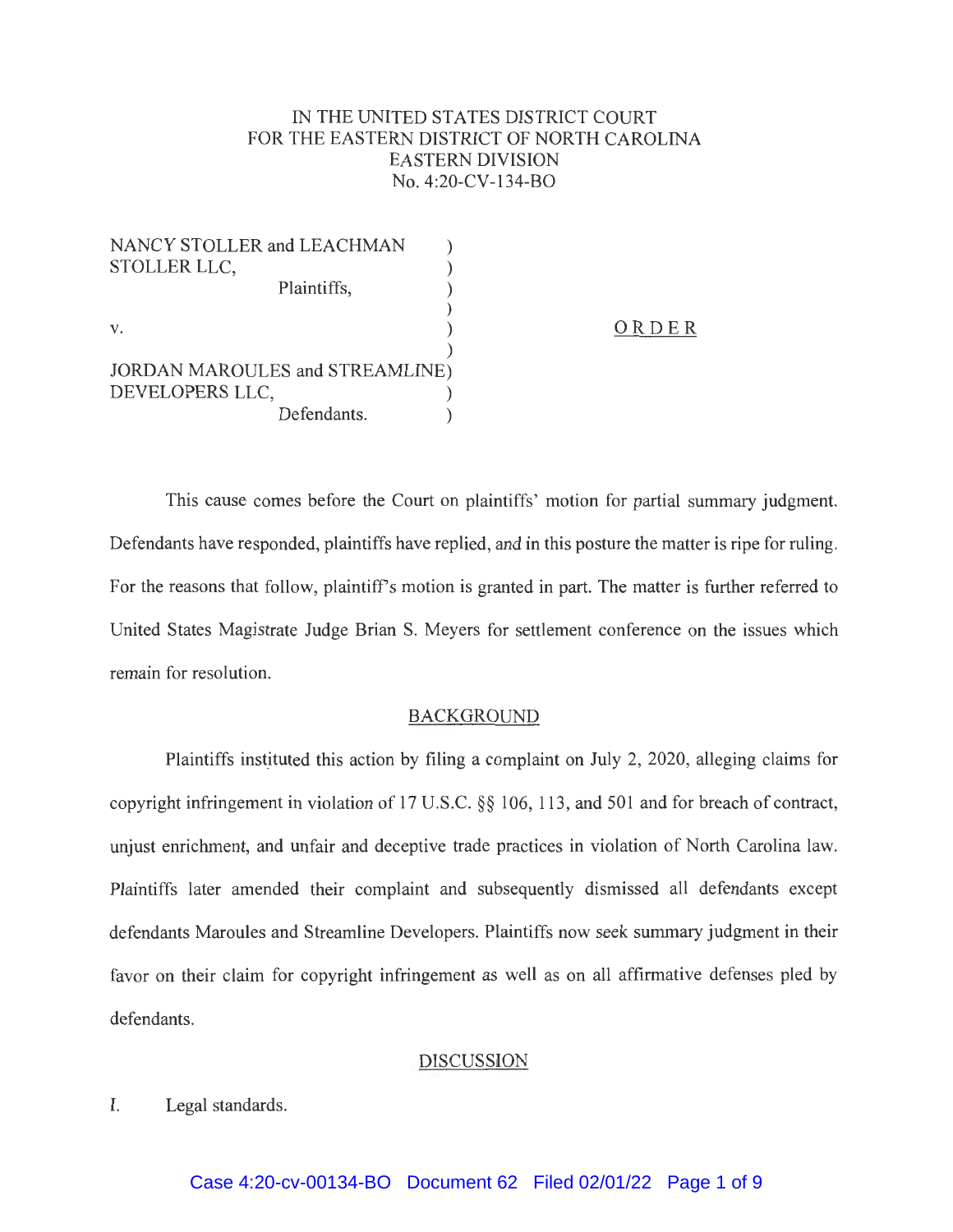IN THE UNITED STATES DISTRICT COURT
FOR THE EASTERN DISTRICT OF NORTH CAROLINA
EASTERN DIVISION
No. 4:20-CV-134-BO

NANCY STOLLER and LEACHMAN STOLLER LLC,
Plaintiffs,

v.

JORDAN MAROULES and STREAMLINE DEVELOPERS LLC,
Defendants.

ORDER

This cause comes before the Court on plaintiffs' motion for partial summary judgment. Defendants have responded, plaintiffs have replied, and in this posture the matter is ripe for ruling. For the reasons that follow, plaintiff's motion is granted in part. The matter is further referred to United States Magistrate Judge Brian S. Meyers for settlement conference on the issues which remain for resolution.

## BACKGROUND

Plaintiffs instituted this action by filing a complaint on July 2, 2020, alleging claims for copyright infringement in violation of 17 U.S.C. §§ 106, 113, and 501 and for breach of contract, unjust enrichment, and unfair and deceptive trade practices in violation of North Carolina law. Plaintiffs later amended their complaint and subsequently dismissed all defendants except defendants Maroules and Streamline Developers. Plaintiffs now seek summary judgment in their favor on their claim for copyright infringement as well as on all affirmative defenses pled by defendants.

## DISCUSSION

I. Legal standards.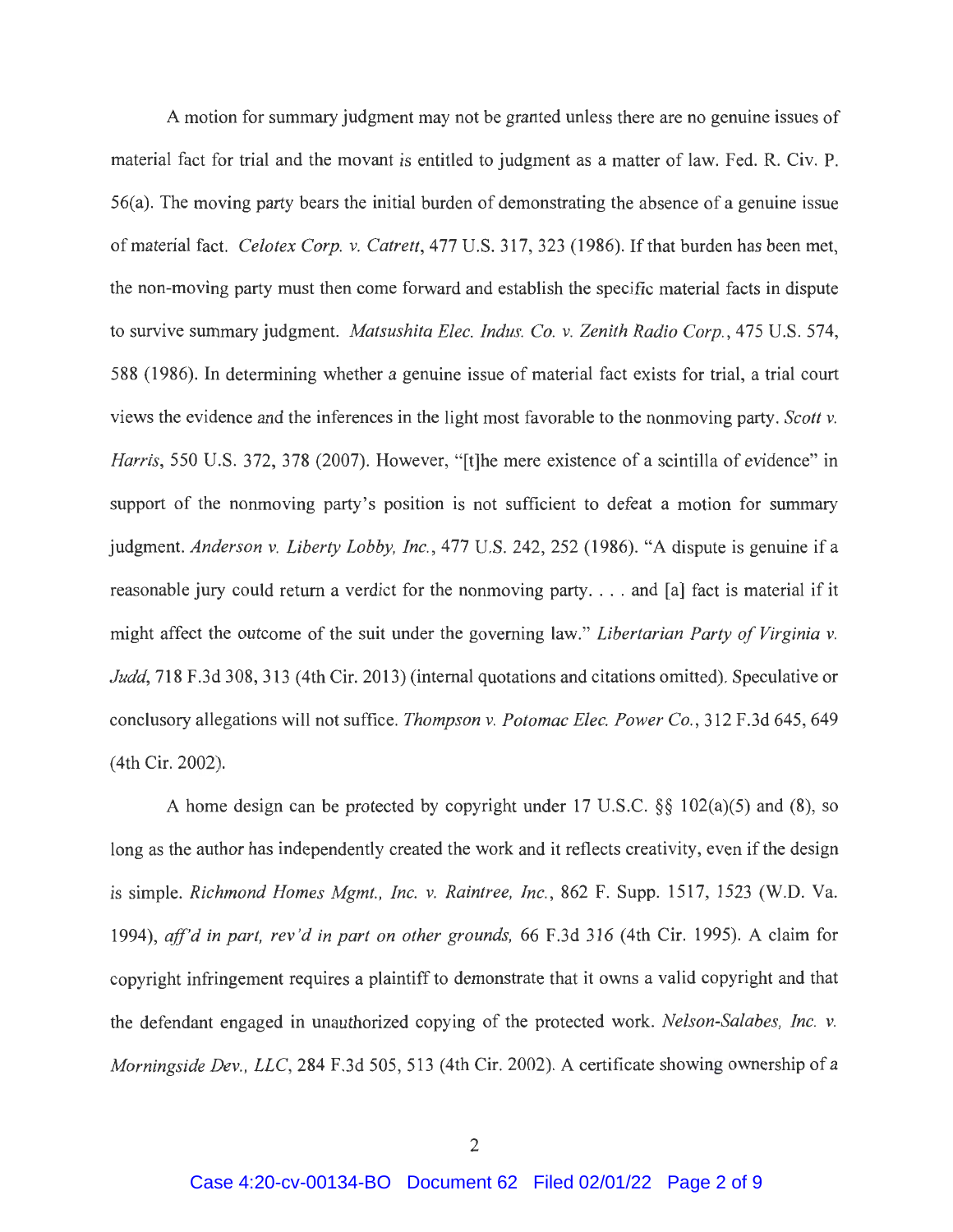A motion for summary judgment may not be granted unless there are no genuine issues of material fact for trial and the movant is entitled to judgment as a matter of law. Fed. R. Civ. P. 56(a). The moving party bears the initial burden of demonstrating the absence of a genuine issue of material fact. *Celotex Corp. v. Catrett*, 477 U.S. 317, 323 (1986). If that burden has been met, the non-moving party must then come forward and establish the specific material facts in dispute to survive summary judgment. *Matsushita Elec. Indus. Co. v. Zenith Radio Corp.*, 475 U.S. 574, 588 (1986). In determining whether a genuine issue of material fact exists for trial, a trial court views the evidence and the inferences in the light most favorable to the nonmoving party. *Scott v. Harris*, 550 U.S. 372, 378 (2007). However, "[t]he mere existence of a scintilla of evidence" in support of the nonmoving party's position is not sufficient to defeat a motion for summary judgment. *Anderson v. Liberty Lobby, Inc.*, 477 U.S. 242, 252 (1986). "A dispute is genuine if a reasonable jury could return a verdict for the nonmoving party. . . . and [a] fact is material if it might affect the outcome of the suit under the governing law." *Libertarian Party of Virginia v. Judd*, 718 F.3d 308, 313 (4th Cir. 2013) (internal quotations and citations omitted). Speculative or conclusory allegations will not suffice. *Thompson v. Potomac Elec. Power Co.*, 312 F.3d 645, 649 (4th Cir. 2002).

A home design can be protected by copyright under 17 U.S.C. §§ 102(a)(5) and (8), so long as the author has independently created the work and it reflects creativity, even if the design is simple. *Richmond Homes Mgmt., Inc. v. Raintree, Inc.*, 862 F. Supp. 1517, 1523 (W.D. Va. 1994), *aff'd in part, rev'd in part on other grounds,* 66 F.3d 316 (4th Cir. 1995). A claim for copyright infringement requires a plaintiff to demonstrate that it owns a valid copyright and that the defendant engaged in unauthorized copying of the protected work. *Nelson-Salabes, Inc. v. Morningside Dev., LLC*, 284 F.3d 505, 513 (4th Cir. 2002). A certificate showing ownership of a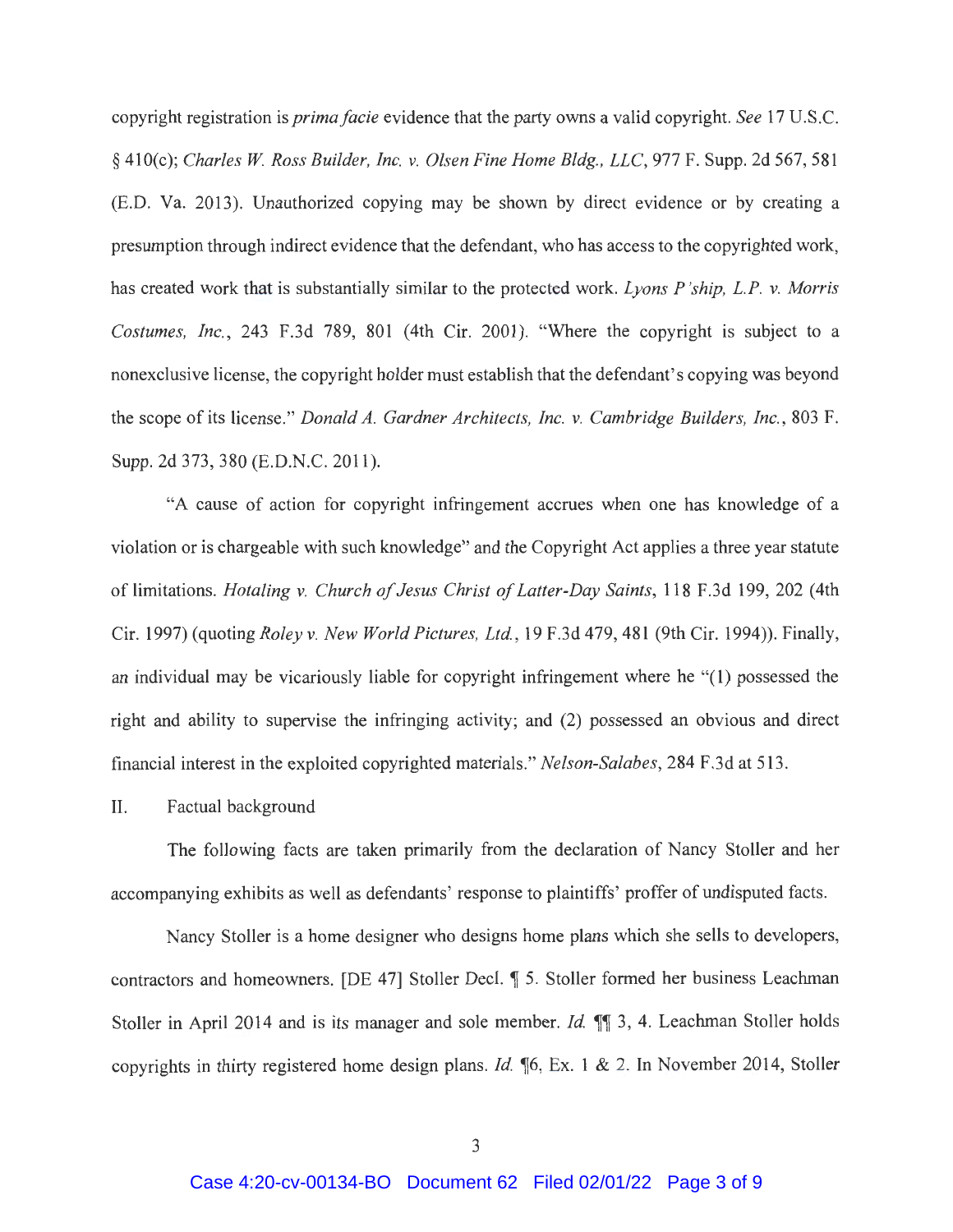copyright registration is *prima facie* evidence that the party owns a valid copyright. *See* 17 U.S.C. § 410(c); *Charles W. Ross Builder, Inc. v. Olsen Fine Home Bldg., LLC*, 977 F. Supp. 2d 567, 581 (E.D. Va. 2013). Unauthorized copying may be shown by direct evidence or by creating a presumption through indirect evidence that the defendant, who has access to the copyrighted work, has created work that is substantially similar to the protected work. *Lyons P'ship, L.P. v. Morris Costumes, Inc.*, 243 F.3d 789, 801 (4th Cir. 2001). "Where the copyright is subject to a nonexclusive license, the copyright holder must establish that the defendant's copying was beyond the scope of its license." *Donald A. Gardner Architects, Inc. v. Cambridge Builders, Inc.*, 803 F. Supp. 2d 373, 380 (E.D.N.C. 2011).

"A cause of action for copyright infringement accrues when one has knowledge of a violation or is chargeable with such knowledge" and the Copyright Act applies a three year statute of limitations. *Hotaling v. Church of Jesus Christ of Latter-Day Saints*, 118 F.3d 199, 202 (4th Cir. 1997) (quoting *Roley v. New World Pictures, Ltd.*, 19 F.3d 479, 481 (9th Cir. 1994)). Finally, an individual may be vicariously liable for copyright infringement where he "(1) possessed the right and ability to supervise the infringing activity; and (2) possessed an obvious and direct financial interest in the exploited copyrighted materials." *Nelson-Salabes*, 284 F.3d at 513.

## II. Factual background

The following facts are taken primarily from the declaration of Nancy Stoller and her accompanying exhibits as well as defendants' response to plaintiffs' proffer of undisputed facts.

Nancy Stoller is a home designer who designs home plans which she sells to developers, contractors and homeowners. [DE 47] Stoller Decl. ¶ 5. Stoller formed her business Leachman Stoller in April 2014 and is its manager and sole member. *Id.* ¶¶ 3, 4. Leachman Stoller holds copyrights in thirty registered home design plans. *Id.* ¶6, Ex. 1 & 2. In November 2014, Stoller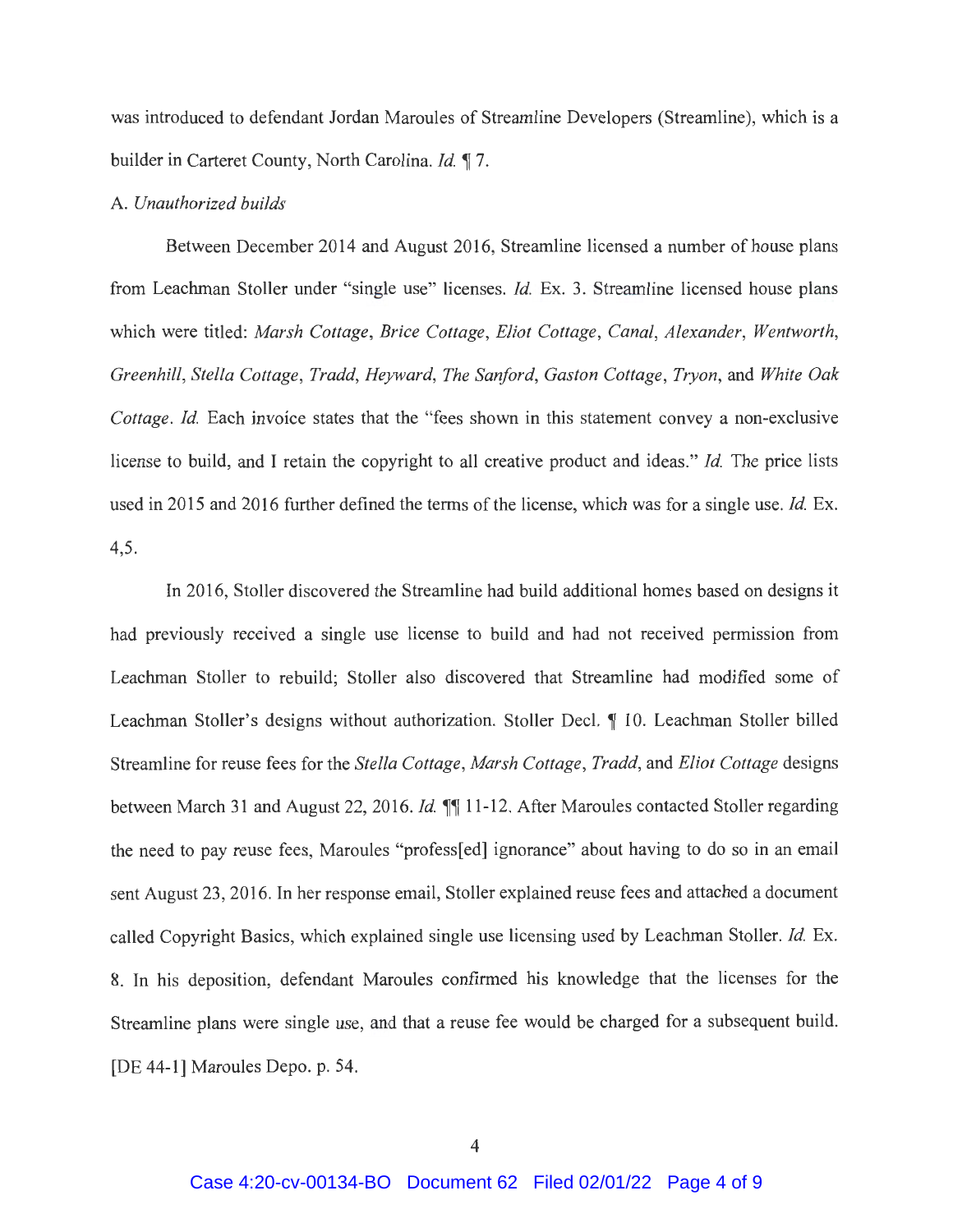was introduced to defendant Jordan Maroules of Streamline Developers (Streamline), which is a builder in Carteret County, North Carolina. *Id.* ¶ 7.

A. *Unauthorized builds*

Between December 2014 and August 2016, Streamline licensed a number of house plans from Leachman Stoller under "single use" licenses. *Id.* Ex. 3. Streamline licensed house plans which were titled: *Marsh Cottage*, *Brice Cottage*, *Eliot Cottage*, *Canal*, *Alexander*, *Wentworth*, *Greenhill*, *Stella Cottage*, *Tradd*, *Heyward*, *The Sanford*, *Gaston Cottage*, *Tryon*, and *White Oak Cottage*. *Id.* Each invoice states that the "fees shown in this statement convey a non-exclusive license to build, and I retain the copyright to all creative product and ideas." *Id.* The price lists used in 2015 and 2016 further defined the terms of the license, which was for a single use. *Id.* Ex. 4,5.

In 2016, Stoller discovered the Streamline had build additional homes based on designs it had previously received a single use license to build and had not received permission from Leachman Stoller to rebuild; Stoller also discovered that Streamline had modified some of Leachman Stoller's designs without authorization. Stoller Decl. ¶ 10. Leachman Stoller billed Streamline for reuse fees for the *Stella Cottage*, *Marsh Cottage*, *Tradd*, and *Eliot Cottage* designs between March 31 and August 22, 2016. *Id.* ¶¶ 11-12. After Maroules contacted Stoller regarding the need to pay reuse fees, Maroules "profess[ed] ignorance" about having to do so in an email sent August 23, 2016. In her response email, Stoller explained reuse fees and attached a document called Copyright Basics, which explained single use licensing used by Leachman Stoller. *Id.* Ex. 8. In his deposition, defendant Maroules confirmed his knowledge that the licenses for the Streamline plans were single use, and that a reuse fee would be charged for a subsequent build. [DE 44-1] Maroules Depo. p. 54.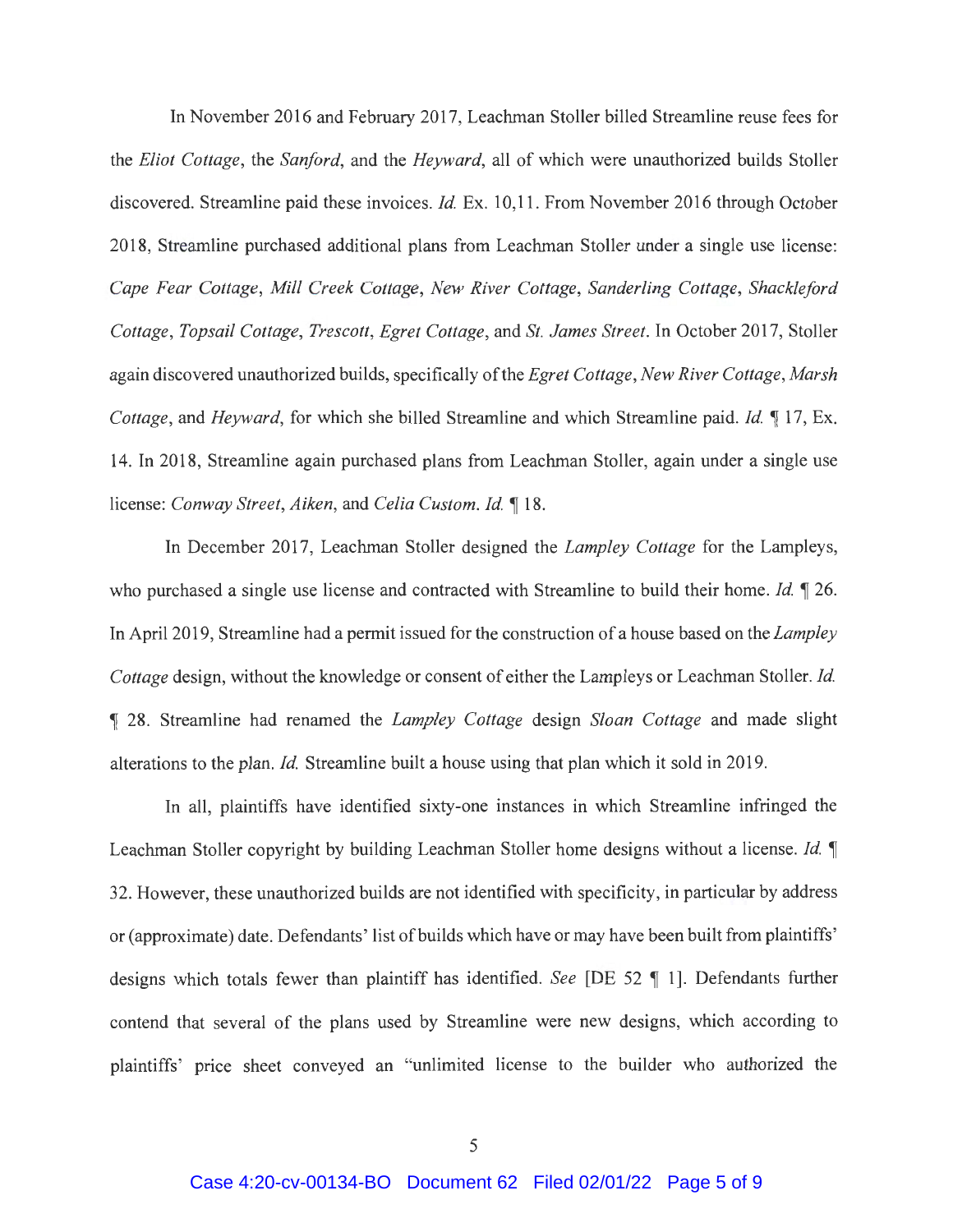In November 2016 and February 2017, Leachman Stoller billed Streamline reuse fees for the *Eliot Cottage*, the *Sanford*, and the *Heyward*, all of which were unauthorized builds Stoller discovered. Streamline paid these invoices. *Id.* Ex. 10,11. From November 2016 through October 2018, Streamline purchased additional plans from Leachman Stoller under a single use license: *Cape Fear Cottage*, *Mill Creek Cottage*, *New River Cottage*, *Sanderling Cottage*, *Shackleford Cottage*, *Topsail Cottage*, *Trescott*, *Egret Cottage*, and *St. James Street*. In October 2017, Stoller again discovered unauthorized builds, specifically of the *Egret Cottage*, *New River Cottage*, *Marsh Cottage*, and *Heyward*, for which she billed Streamline and which Streamline paid. *Id.* ¶ 17, Ex. 14. In 2018, Streamline again purchased plans from Leachman Stoller, again under a single use license: *Conway Street*, *Aiken*, and *Celia Custom*. *Id.* ¶ 18.

In December 2017, Leachman Stoller designed the *Lampley Cottage* for the Lampleys, who purchased a single use license and contracted with Streamline to build their home. *Id.* ¶ 26. In April 2019, Streamline had a permit issued for the construction of a house based on the *Lampley Cottage* design, without the knowledge or consent of either the Lampleys or Leachman Stoller. *Id.* ¶ 28. Streamline had renamed the *Lampley Cottage* design *Sloan Cottage* and made slight alterations to the plan. *Id.* Streamline built a house using that plan which it sold in 2019.

In all, plaintiffs have identified sixty-one instances in which Streamline infringed the Leachman Stoller copyright by building Leachman Stoller home designs without a license. *Id.* ¶ 32. However, these unauthorized builds are not identified with specificity, in particular by address or (approximate) date. Defendants' list of builds which have or may have been built from plaintiffs' designs which totals fewer than plaintiff has identified. *See* [DE 52 ¶ 1]. Defendants further contend that several of the plans used by Streamline were new designs, which according to plaintiffs' price sheet conveyed an "unlimited license to the builder who authorized the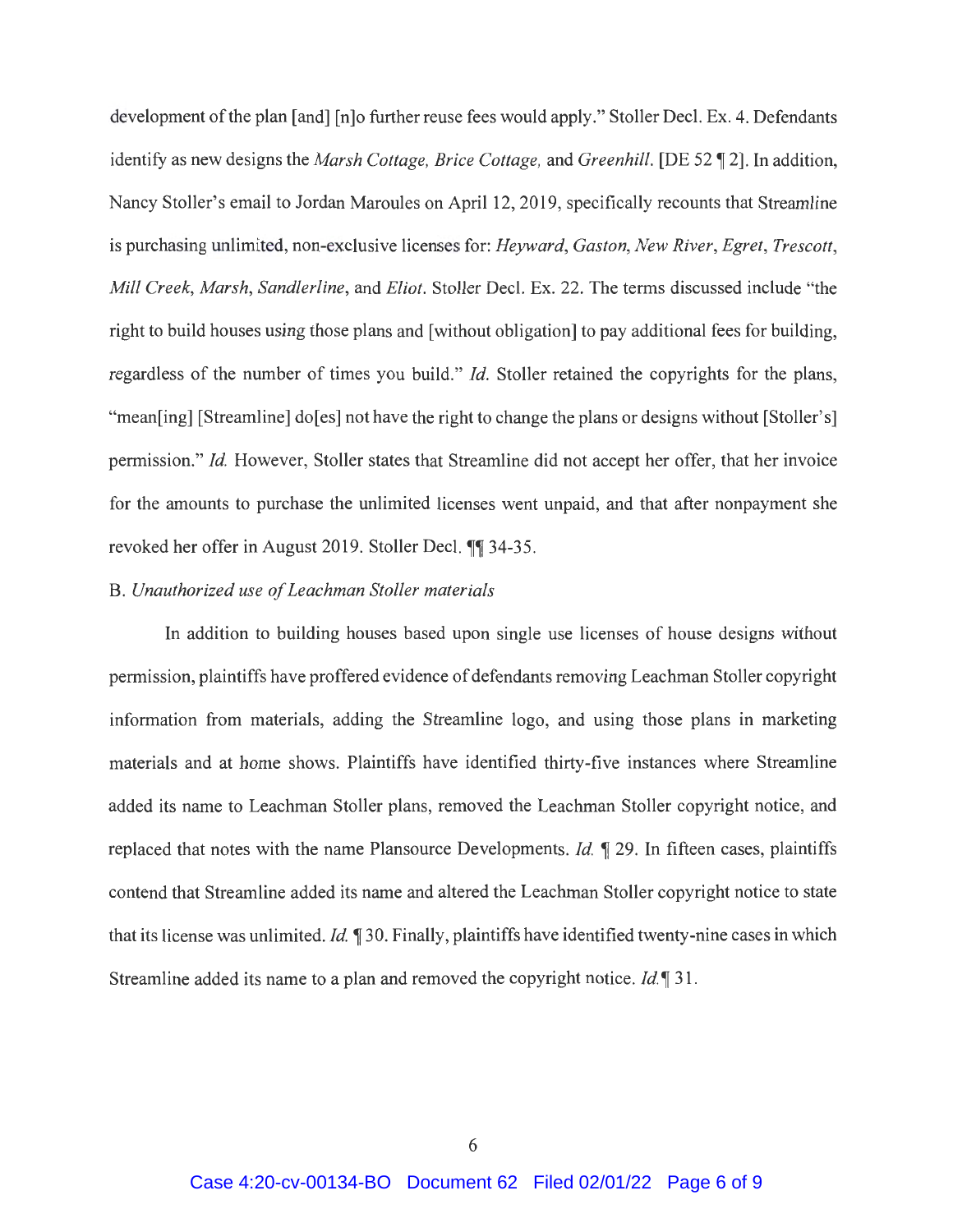development of the plan [and] [n]o further reuse fees would apply." Stoller Decl. Ex. 4. Defendants identify as new designs the *Marsh Cottage, Brice Cottage,* and *Greenhill*. [DE 52 ¶ 2]. In addition, Nancy Stoller's email to Jordan Maroules on April 12, 2019, specifically recounts that Streamline is purchasing unlimited, non-exclusive licenses for: *Heyward*, *Gaston*, *New River*, *Egret*, *Trescott*, *Mill Creek*, *Marsh*, *Sandlerline*, and *Eliot*. Stoller Decl. Ex. 22. The terms discussed include "the right to build houses using those plans and [without obligation] to pay additional fees for building, regardless of the number of times you build." *Id.* Stoller retained the copyrights for the plans, "mean[ing] [Streamline] do[es] not have the right to change the plans or designs without [Stoller's] permission." *Id.* However, Stoller states that Streamline did not accept her offer, that her invoice for the amounts to purchase the unlimited licenses went unpaid, and that after nonpayment she revoked her offer in August 2019. Stoller Decl. ¶¶ 34-35.

B. *Unauthorized use of Leachman Stoller materials*

In addition to building houses based upon single use licenses of house designs without permission, plaintiffs have proffered evidence of defendants removing Leachman Stoller copyright information from materials, adding the Streamline logo, and using those plans in marketing materials and at home shows. Plaintiffs have identified thirty-five instances where Streamline added its name to Leachman Stoller plans, removed the Leachman Stoller copyright notice, and replaced that notes with the name Plansource Developments. *Id.* ¶ 29. In fifteen cases, plaintiffs contend that Streamline added its name and altered the Leachman Stoller copyright notice to state that its license was unlimited. *Id.* ¶ 30. Finally, plaintiffs have identified twenty-nine cases in which Streamline added its name to a plan and removed the copyright notice. *Id.* ¶ 31.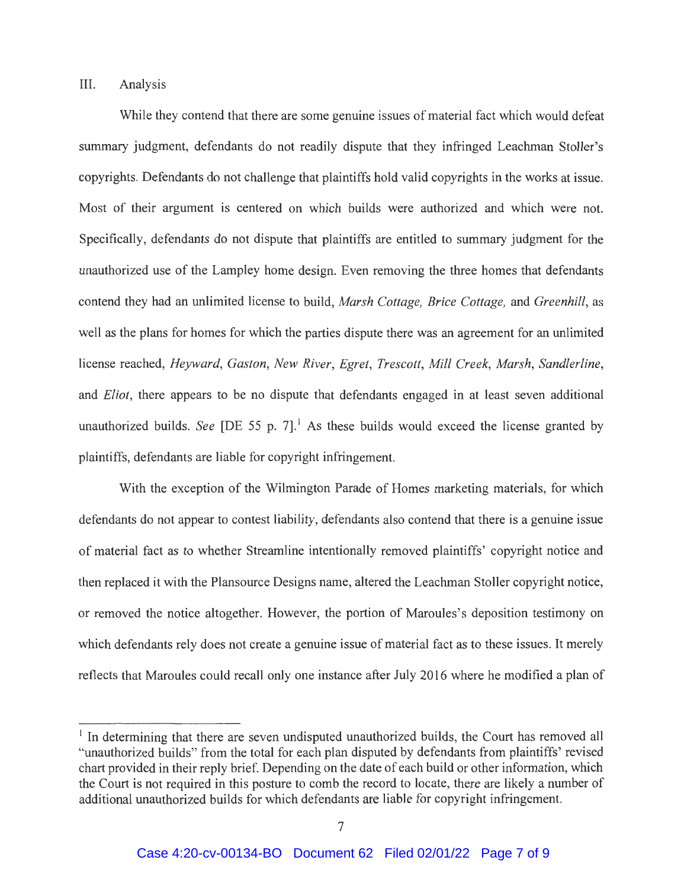## III. Analysis

While they contend that there are some genuine issues of material fact which would defeat summary judgment, defendants do not readily dispute that they infringed Leachman Stoller's copyrights. Defendants do not challenge that plaintiffs hold valid copyrights in the works at issue. Most of their argument is centered on which builds were authorized and which were not. Specifically, defendants do not dispute that plaintiffs are entitled to summary judgment for the unauthorized use of the Lampley home design. Even removing the three homes that defendants contend they had an unlimited license to build, *Marsh Cottage, Brice Cottage,* and *Greenhill*, as well as the plans for homes for which the parties dispute there was an agreement for an unlimited license reached, *Heyward*, *Gaston*, *New River*, *Egret*, *Trescott*, *Mill Creek*, *Marsh*, *Sandlerline*, and *Eliot*, there appears to be no dispute that defendants engaged in at least seven additional unauthorized builds. *See* [DE 55 p. 7].[1] As these builds would exceed the license granted by plaintiffs, defendants are liable for copyright infringement.

With the exception of the Wilmington Parade of Homes marketing materials, for which defendants do not appear to contest liability, defendants also contend that there is a genuine issue of material fact as to whether Streamline intentionally removed plaintiffs' copyright notice and then replaced it with the Plansource Designs name, altered the Leachman Stoller copyright notice, or removed the notice altogether. However, the portion of Maroules's deposition testimony on which defendants rely does not create a genuine issue of material fact as to these issues. It merely reflects that Maroules could recall only one instance after July 2016 where he modified a plan of

---

[1] In determining that there are seven undisputed unauthorized builds, the Court has removed all "unauthorized builds" from the total for each plan disputed by defendants from plaintiffs' revised chart provided in their reply brief. Depending on the date of each build or other information, which the Court is not required in this posture to comb the record to locate, there are likely a number of additional unauthorized builds for which defendants are liable for copyright infringement.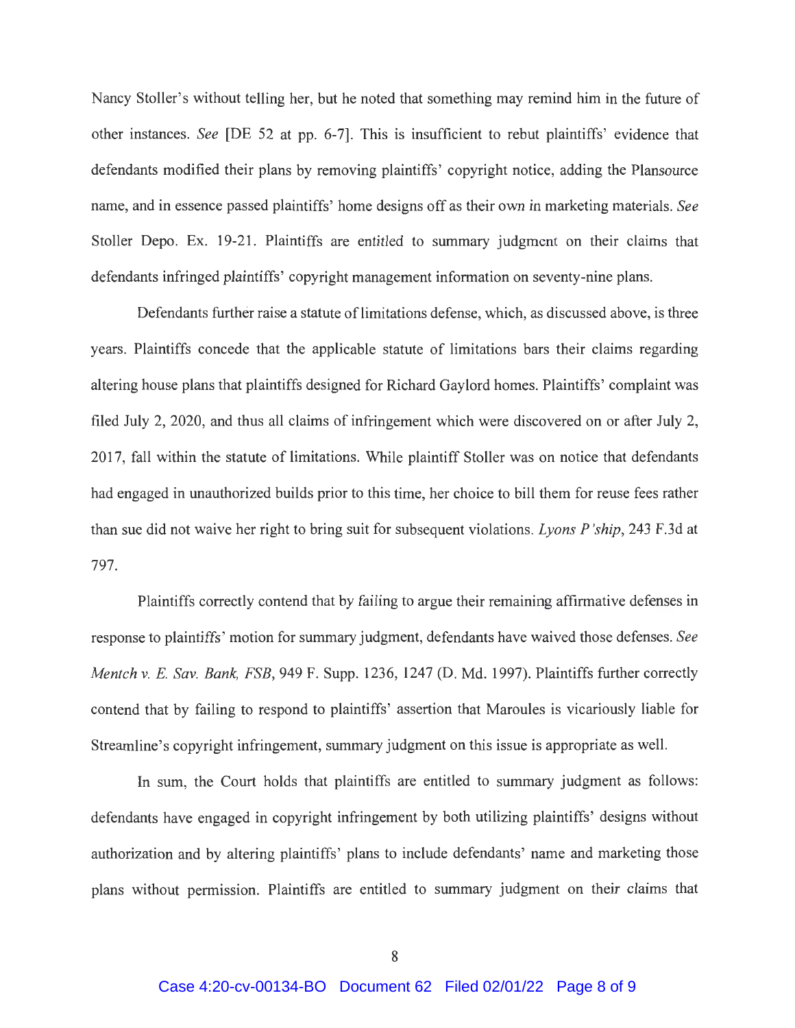Nancy Stoller's without telling her, but he noted that something may remind him in the future of other instances. *See* [DE 52 at pp. 6-7]. This is insufficient to rebut plaintiffs' evidence that defendants modified their plans by removing plaintiffs' copyright notice, adding the Plansource name, and in essence passed plaintiffs' home designs off as their own in marketing materials. *See* Stoller Depo. Ex. 19-21. Plaintiffs are entitled to summary judgment on their claims that defendants infringed plaintiffs' copyright management information on seventy-nine plans.

Defendants further raise a statute of limitations defense, which, as discussed above, is three years. Plaintiffs concede that the applicable statute of limitations bars their claims regarding altering house plans that plaintiffs designed for Richard Gaylord homes. Plaintiffs' complaint was filed July 2, 2020, and thus all claims of infringement which were discovered on or after July 2, 2017, fall within the statute of limitations. While plaintiff Stoller was on notice that defendants had engaged in unauthorized builds prior to this time, her choice to bill them for reuse fees rather than sue did not waive her right to bring suit for subsequent violations. *Lyons P'ship*, 243 F.3d at 797.

Plaintiffs correctly contend that by failing to argue their remaining affirmative defenses in response to plaintiffs' motion for summary judgment, defendants have waived those defenses. *See Mentch v. E. Sav. Bank, FSB*, 949 F. Supp. 1236, 1247 (D. Md. 1997). Plaintiffs further correctly contend that by failing to respond to plaintiffs' assertion that Maroules is vicariously liable for Streamline's copyright infringement, summary judgment on this issue is appropriate as well.

In sum, the Court holds that plaintiffs are entitled to summary judgment as follows: defendants have engaged in copyright infringement by both utilizing plaintiffs' designs without authorization and by altering plaintiffs' plans to include defendants' name and marketing those plans without permission. Plaintiffs are entitled to summary judgment on their claims that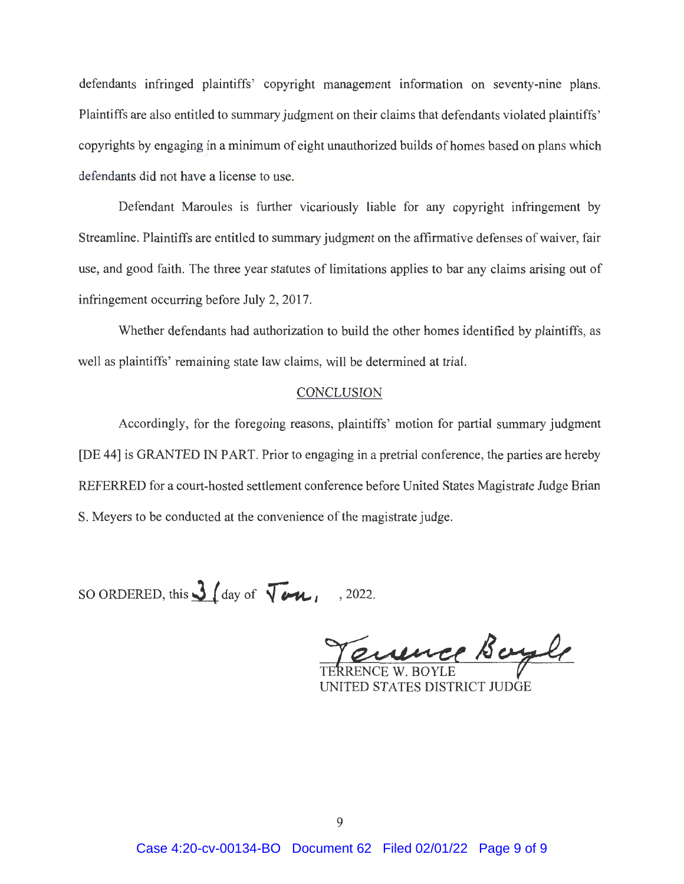defendants infringed plaintiffs' copyright management information on seventy-nine plans. Plaintiffs are also entitled to summary judgment on their claims that defendants violated plaintiffs' copyrights by engaging in a minimum of eight unauthorized builds of homes based on plans which defendants did not have a license to use.

Defendant Maroules is further vicariously liable for any copyright infringement by Streamline. Plaintiffs are entitled to summary judgment on the affirmative defenses of waiver, fair use, and good faith. The three year statutes of limitations applies to bar any claims arising out of infringement occurring before July 2, 2017.

Whether defendants had authorization to build the other homes identified by plaintiffs, as well as plaintiffs' remaining state law claims, will be determined at trial.

## CONCLUSION

Accordingly, for the foregoing reasons, plaintiffs' motion for partial summary judgment [DE 44] is GRANTED IN PART. Prior to engaging in a pretrial conference, the parties are hereby REFERRED for a court-hosted settlement conference before United States Magistrate Judge Brian S. Meyers to be conducted at the convenience of the magistrate judge.

SO ORDERED, this 31 day of Jan., 2022.

Terrence Boyle

TERRENCE W. BOYLE
UNITED STATES DISTRICT JUDGE